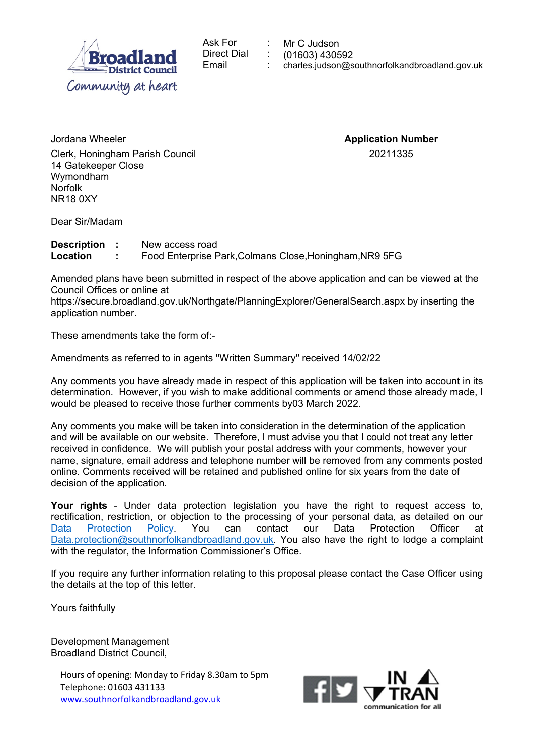Broadland District Council
Community at heart

| | | |
|---|---|---|
| Ask For | : | Mr C Judson |
| Direct Dial | : | (01603) 430592 |
| Email | : | charles.judson@southnorfolkandbroadland.gov.uk |

Jordana Wheeler
Clerk, Honingham Parish Council
14 Gatekeeper Close
Wymondham
Norfolk
NR18 0XY

**Application Number**
20211335

Dear Sir/Madam

**Description** : New access road
**Location** : Food Enterprise Park,Colmans Close,Honingham,NR9 5FG

Amended plans have been submitted in respect of the above application and can be viewed at the Council Offices or online at https://secure.broadland.gov.uk/Northgate/PlanningExplorer/GeneralSearch.aspx by inserting the application number.

These amendments take the form of:-

Amendments as referred to in agents "Written Summary" received 14/02/22

Any comments you have already made in respect of this application will be taken into account in its determination. However, if you wish to make additional comments or amend those already made, I would be pleased to receive those further comments by03 March 2022.

Any comments you make will be taken into consideration in the determination of the application and will be available on our website. Therefore, I must advise you that I could not treat any letter received in confidence. We will publish your postal address with your comments, however your name, signature, email address and telephone number will be removed from any comments posted online. Comments received will be retained and published online for six years from the date of decision of the application.

**Your rights** - Under data protection legislation you have the right to request access to, rectification, restriction, or objection to the processing of your personal data, as detailed on our Data Protection Policy. You can contact our Data Protection Officer at Data.protection@southnorfolkandbroadland.gov.uk. You also have the right to lodge a complaint with the regulator, the Information Commissioner's Office.

If you require any further information relating to this proposal please contact the Case Officer using the details at the top of this letter.

Yours faithfully

Development Management
Broadland District Council,

Hours of opening: Monday to Friday 8.30am to 5pm
Telephone: 01603 431133
www.southnorfolkandbroadland.gov.uk

IN TRAN communication for all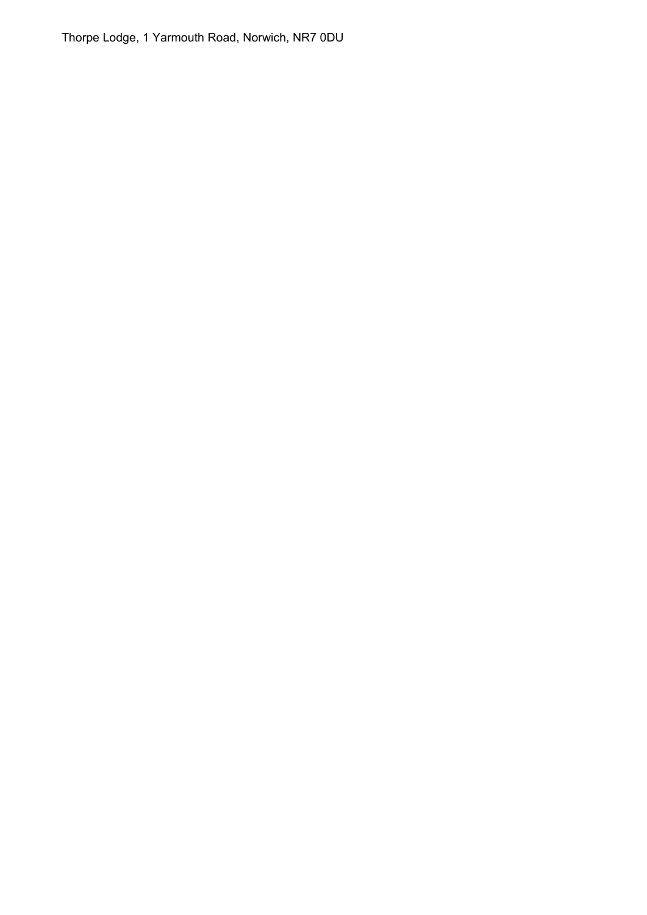Thorpe Lodge, 1 Yarmouth Road, Norwich, NR7 0DU